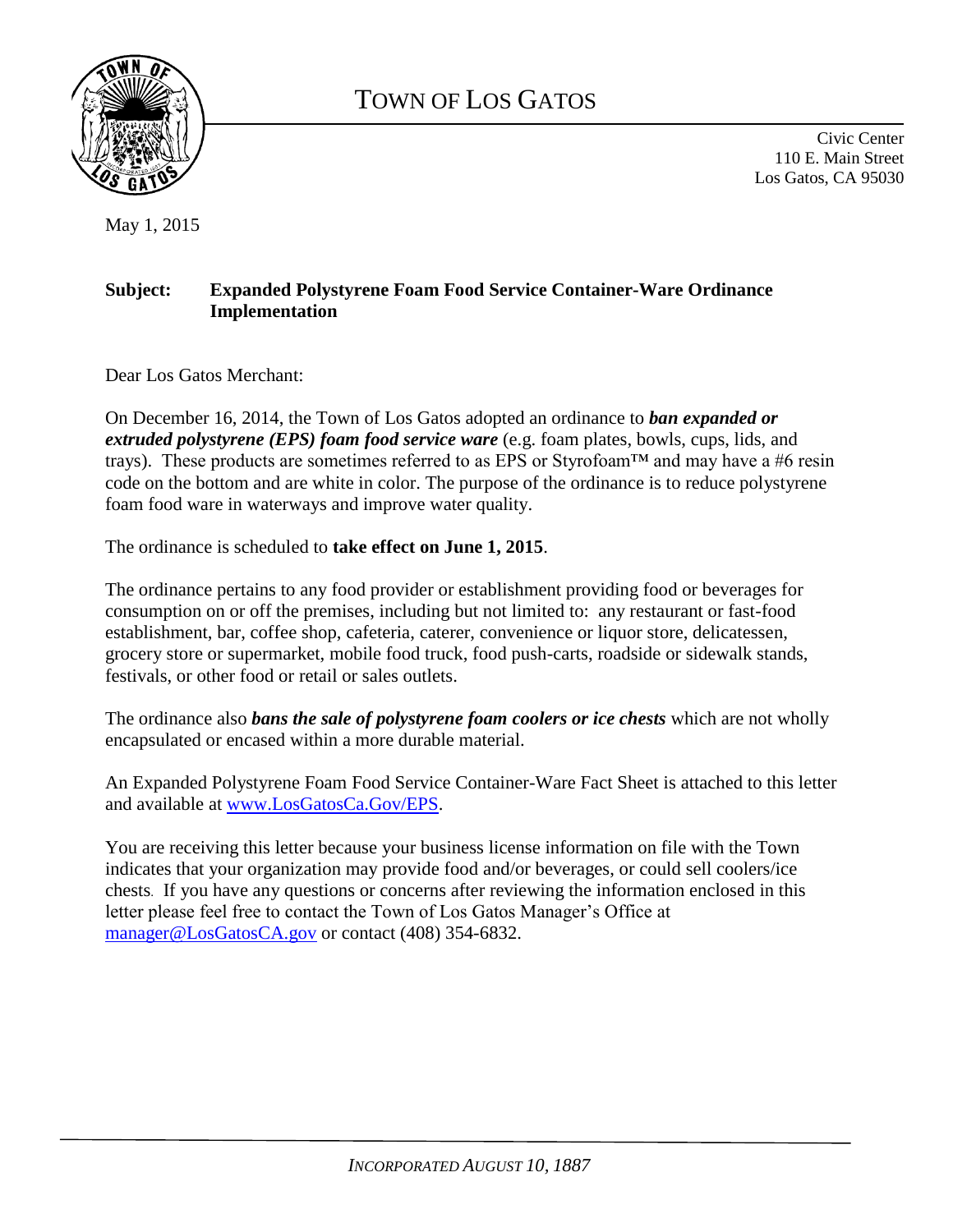# TOWN OF LOS GATOS

Civic Center
110 E. Main Street
Los Gatos, CA 95030

May 1, 2015

**Subject: Expanded Polystyrene Foam Food Service Container-Ware Ordinance Implementation**

Dear Los Gatos Merchant:

On December 16, 2014, the Town of Los Gatos adopted an ordinance to ***ban expanded or extruded polystyrene (EPS) foam food service ware*** (e.g. foam plates, bowls, cups, lids, and trays). These products are sometimes referred to as EPS or Styrofoam™ and may have a #6 resin code on the bottom and are white in color. The purpose of the ordinance is to reduce polystyrene foam food ware in waterways and improve water quality.

The ordinance is scheduled to **take effect on June 1, 2015**.

The ordinance pertains to any food provider or establishment providing food or beverages for consumption on or off the premises, including but not limited to: any restaurant or fast-food establishment, bar, coffee shop, cafeteria, caterer, convenience or liquor store, delicatessen, grocery store or supermarket, mobile food truck, food push-carts, roadside or sidewalk stands, festivals, or other food or retail or sales outlets.

The ordinance also ***bans the sale of polystyrene foam coolers or ice chests*** which are not wholly encapsulated or encased within a more durable material.

An Expanded Polystyrene Foam Food Service Container-Ware Fact Sheet is attached to this letter and available at [www.LosGatosCa.Gov/EPS](http://www.LosGatosCa.Gov/EPS).

You are receiving this letter because your business license information on file with the Town indicates that your organization may provide food and/or beverages, or could sell coolers/ice chests. If you have any questions or concerns after reviewing the information enclosed in this letter please feel free to contact the Town of Los Gatos Manager's Office at [manager@LosGatosCA.gov](mailto:manager@LosGatosCA.gov) or contact (408) 354-6832.

*INCORPORATED AUGUST 10, 1887*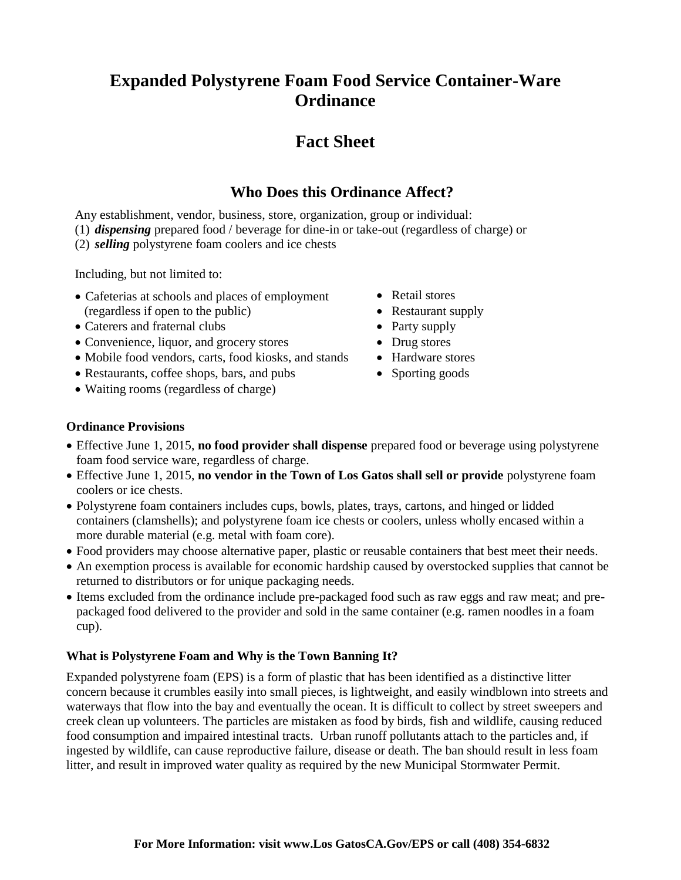# Expanded Polystyrene Foam Food Service Container-Ware Ordinance

# Fact Sheet

## Who Does this Ordinance Affect?

Any establishment, vendor, business, store, organization, group or individual:
(1) ***dispensing*** prepared food / beverage for dine-in or take-out (regardless of charge) or
(2) ***selling*** polystyrene foam coolers and ice chests

Including, but not limited to:

- Cafeterias at schools and places of employment (regardless if open to the public)
- Caterers and fraternal clubs
- Convenience, liquor, and grocery stores
- Mobile food vendors, carts, food kiosks, and stands
- Restaurants, coffee shops, bars, and pubs
- Waiting rooms (regardless of charge)
- Retail stores
- Restaurant supply
- Party supply
- Drug stores
- Hardware stores
- Sporting goods

### Ordinance Provisions

- Effective June 1, 2015, **no food provider shall dispense** prepared food or beverage using polystyrene foam food service ware, regardless of charge.
- Effective June 1, 2015, **no vendor in the Town of Los Gatos shall sell or provide** polystyrene foam coolers or ice chests.
- Polystyrene foam containers includes cups, bowls, plates, trays, cartons, and hinged or lidded containers (clamshells); and polystyrene foam ice chests or coolers, unless wholly encased within a more durable material (e.g. metal with foam core).
- Food providers may choose alternative paper, plastic or reusable containers that best meet their needs.
- An exemption process is available for economic hardship caused by overstocked supplies that cannot be returned to distributors or for unique packaging needs.
- Items excluded from the ordinance include pre-packaged food such as raw eggs and raw meat; and pre-packaged food delivered to the provider and sold in the same container (e.g. ramen noodles in a foam cup).

### What is Polystyrene Foam and Why is the Town Banning It?

Expanded polystyrene foam (EPS) is a form of plastic that has been identified as a distinctive litter concern because it crumbles easily into small pieces, is lightweight, and easily windblown into streets and waterways that flow into the bay and eventually the ocean. It is difficult to collect by street sweepers and creek clean up volunteers. The particles are mistaken as food by birds, fish and wildlife, causing reduced food consumption and impaired intestinal tracts. Urban runoff pollutants attach to the particles and, if ingested by wildlife, can cause reproductive failure, disease or death. The ban should result in less foam litter, and result in improved water quality as required by the new Municipal Stormwater Permit.

**For More Information: visit www.Los GatosCA.Gov/EPS or call (408) 354-6832**